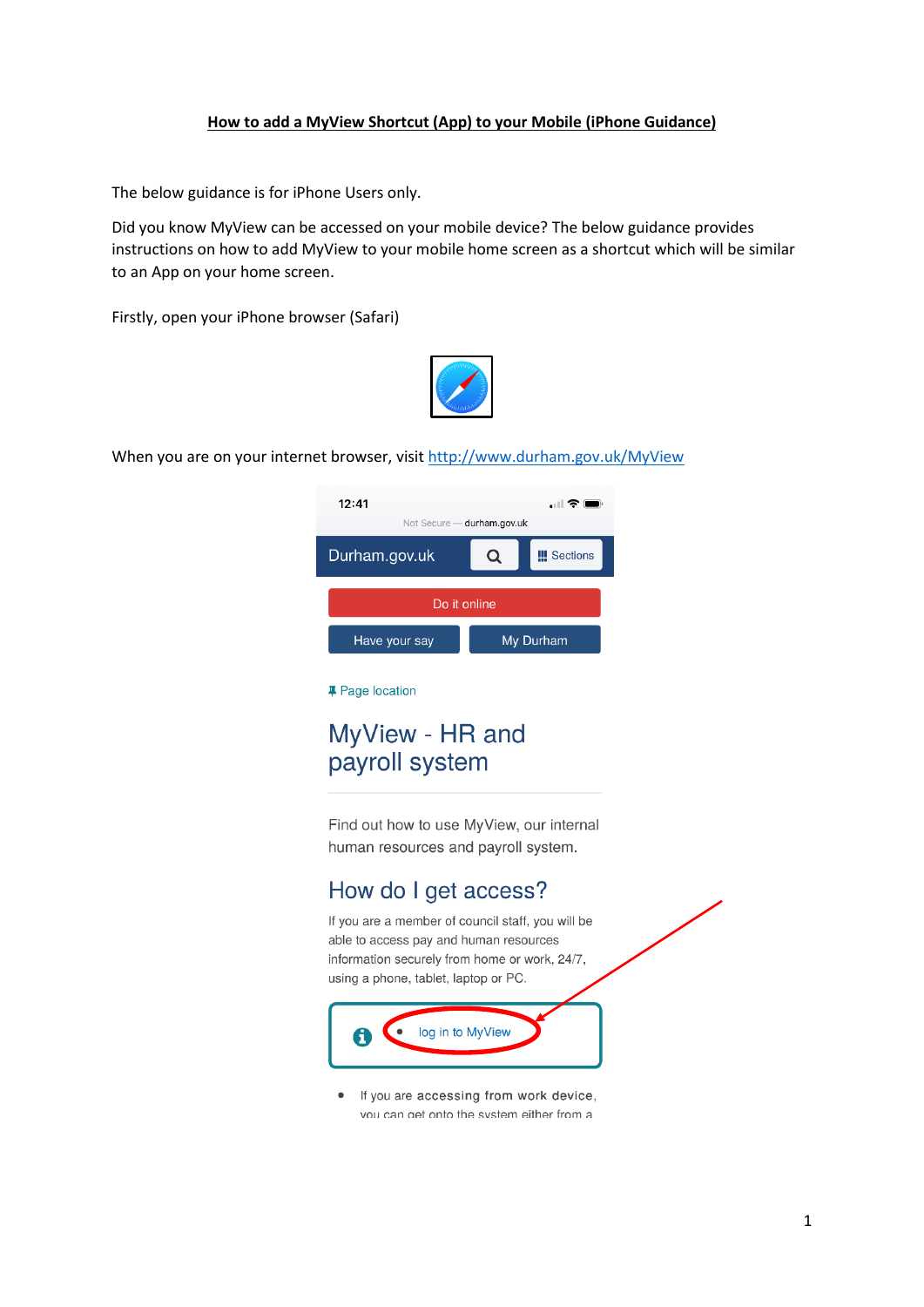# How to add a MyView Shortcut (App) to your Mobile (iPhone Guidance)

The below guidance is for iPhone Users only.

Did you know MyView can be accessed on your mobile device? The below guidance provides instructions on how to add MyView to your mobile home screen as a shortcut which will be similar to an App on your home screen.

Firstly, open your iPhone browser (Safari)

When you are on your internet browser, visit [http://www.durham.gov.uk/MyView](http://www.durham.gov.uk/MyView)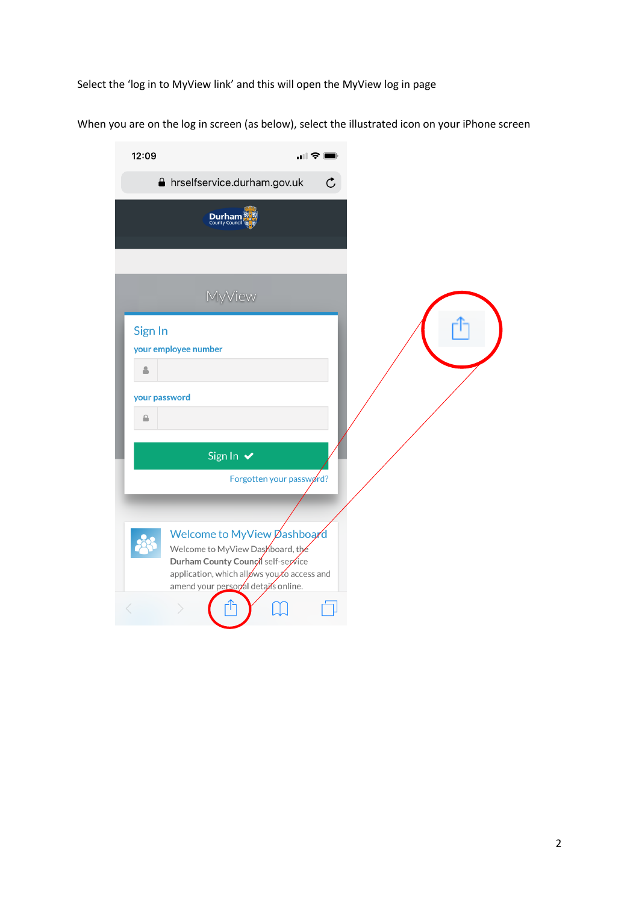Select the ‘log in to MyView link’ and this will open the MyView log in page

When you are on the log in screen (as below), select the illustrated icon on your iPhone screen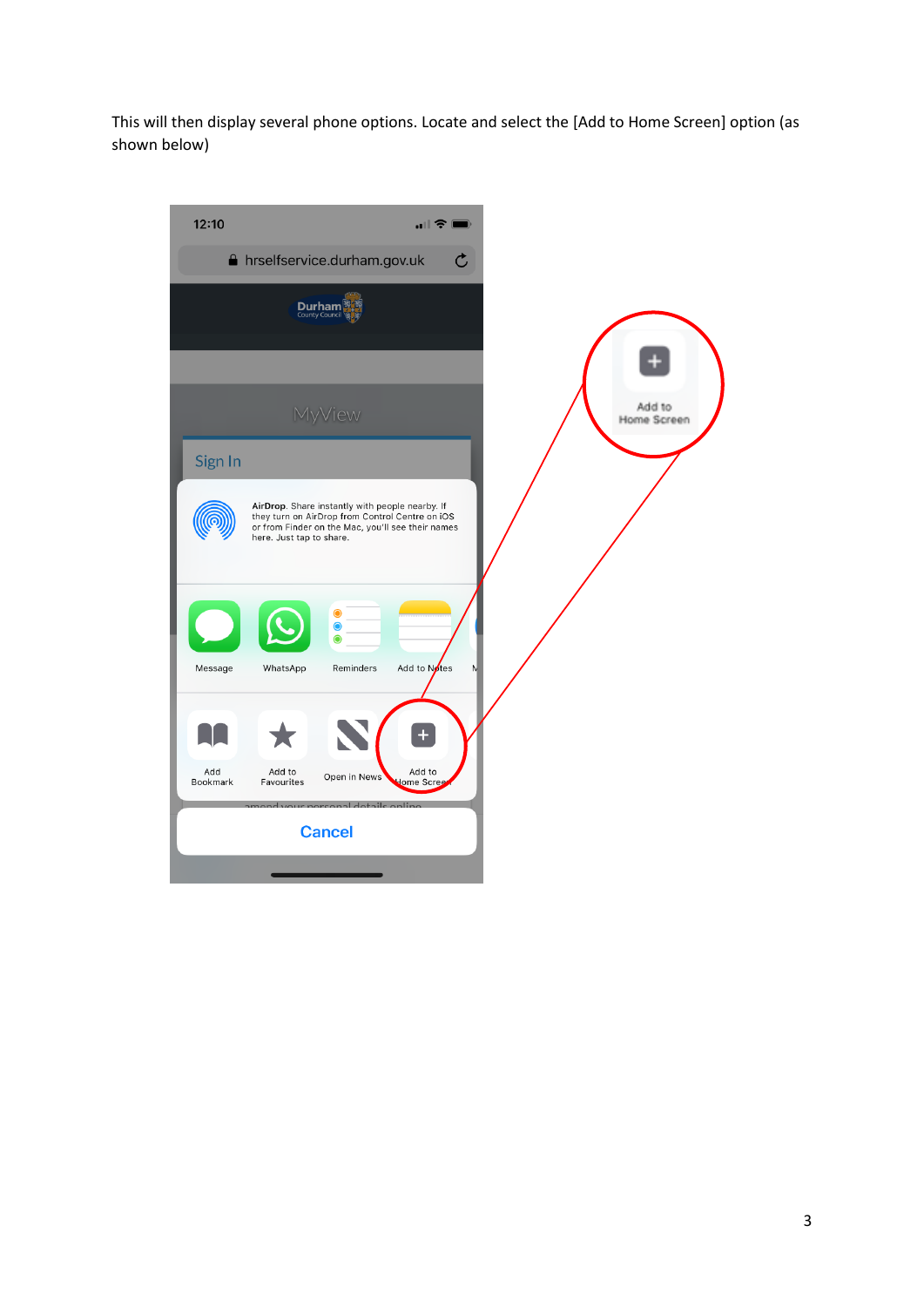This will then display several phone options. Locate and select the [Add to Home Screen] option (as shown below)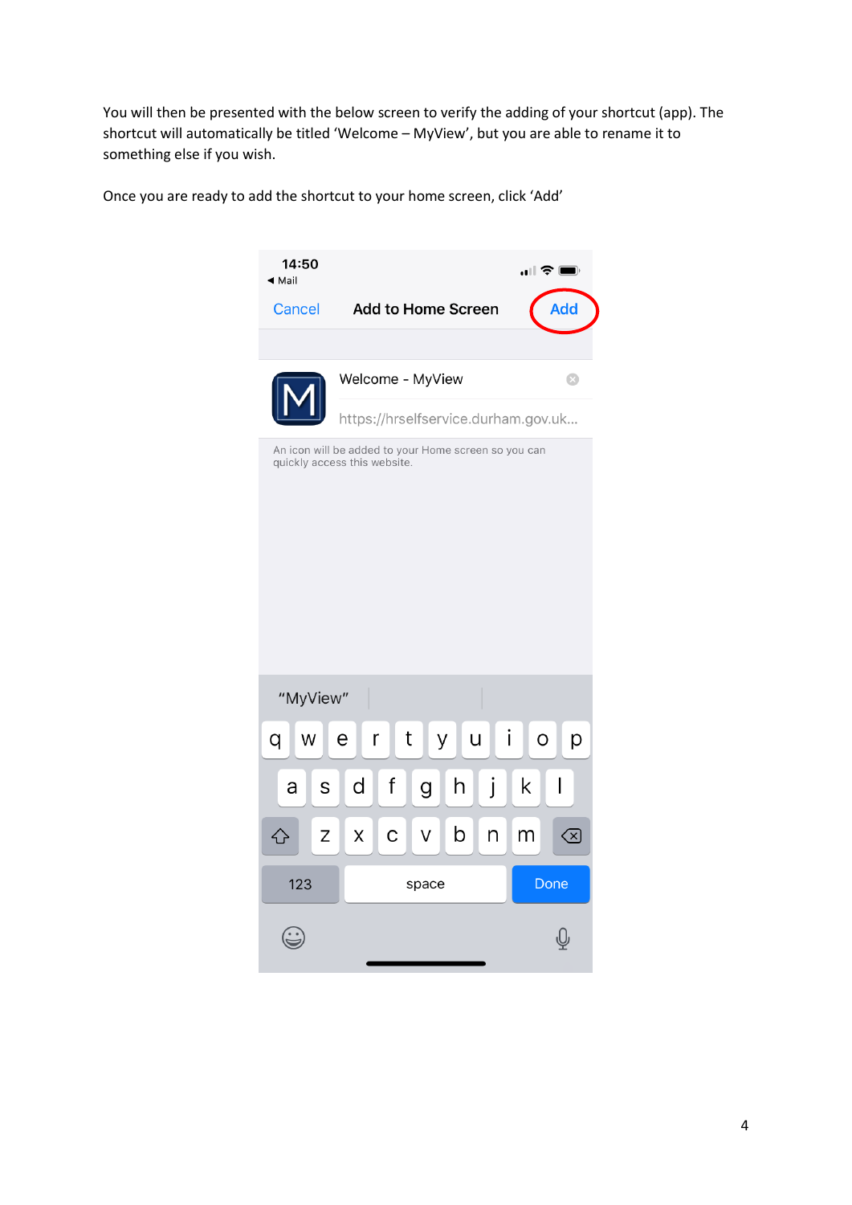You will then be presented with the below screen to verify the adding of your shortcut (app). The shortcut will automatically be titled 'Welcome – MyView', but you are able to rename it to something else if you wish.

Once you are ready to add the shortcut to your home screen, click 'Add'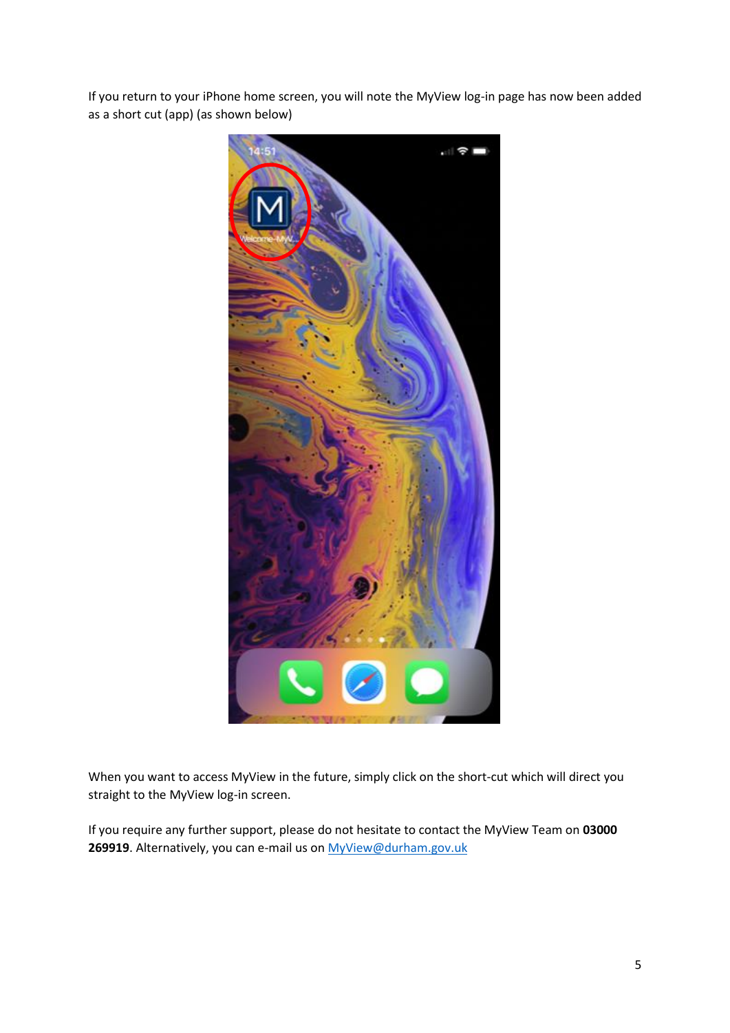If you return to your iPhone home screen, you will note the MyView log-in page has now been added as a short cut (app) (as shown below)

When you want to access MyView in the future, simply click on the short-cut which will direct you straight to the MyView log-in screen.

If you require any further support, please do not hesitate to contact the MyView Team on **03000 269919**. Alternatively, you can e-mail us on MyView@durham.gov.uk